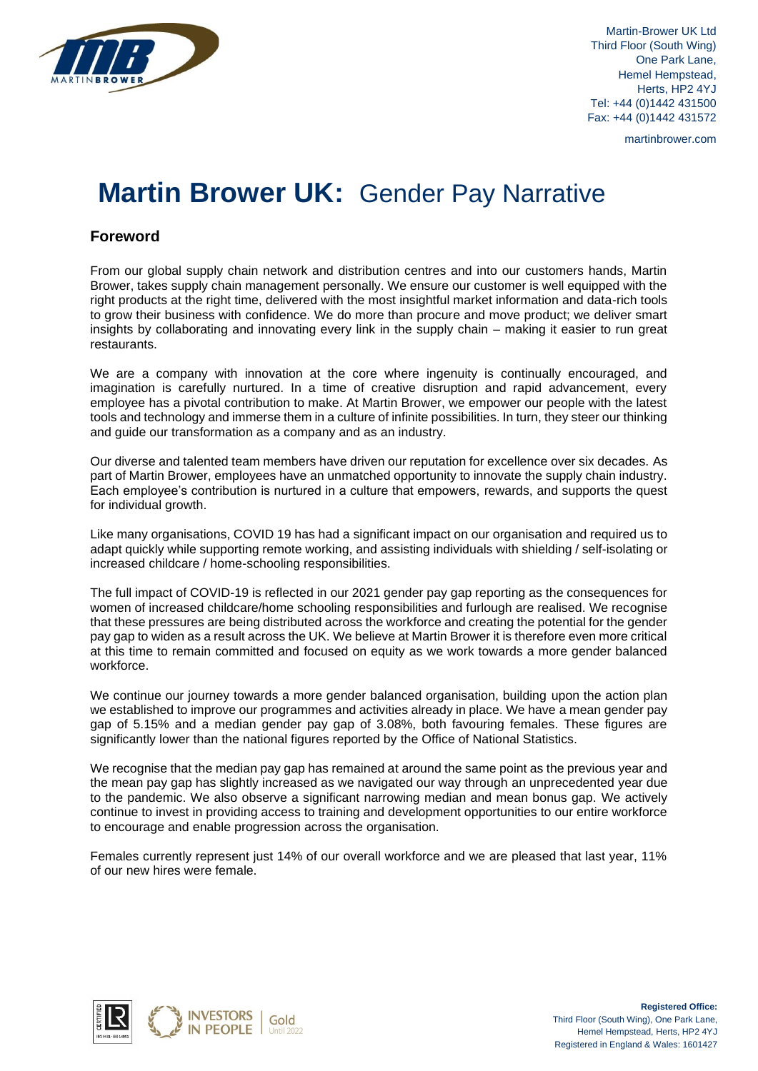Martin-Brower UK Ltd
Third Floor (South Wing)
One Park Lane,
Hemel Hempstead,
Herts, HP2 4YJ
Tel: +44 (0)1442 431500
Fax: +44 (0)1442 431572

martinbrower.com

# **Martin Brower UK:** Gender Pay Narrative

## Foreword

From our global supply chain network and distribution centres and into our customers hands, Martin Brower, takes supply chain management personally. We ensure our customer is well equipped with the right products at the right time, delivered with the most insightful market information and data-rich tools to grow their business with confidence. We do more than procure and move product; we deliver smart insights by collaborating and innovating every link in the supply chain – making it easier to run great restaurants.

We are a company with innovation at the core where ingenuity is continually encouraged, and imagination is carefully nurtured. In a time of creative disruption and rapid advancement, every employee has a pivotal contribution to make. At Martin Brower, we empower our people with the latest tools and technology and immerse them in a culture of infinite possibilities. In turn, they steer our thinking and guide our transformation as a company and as an industry.

Our diverse and talented team members have driven our reputation for excellence over six decades. As part of Martin Brower, employees have an unmatched opportunity to innovate the supply chain industry. Each employee's contribution is nurtured in a culture that empowers, rewards, and supports the quest for individual growth.

Like many organisations, COVID 19 has had a significant impact on our organisation and required us to adapt quickly while supporting remote working, and assisting individuals with shielding / self-isolating or increased childcare / home-schooling responsibilities.

The full impact of COVID-19 is reflected in our 2021 gender pay gap reporting as the consequences for women of increased childcare/home schooling responsibilities and furlough are realised. We recognise that these pressures are being distributed across the workforce and creating the potential for the gender pay gap to widen as a result across the UK. We believe at Martin Brower it is therefore even more critical at this time to remain committed and focused on equity as we work towards a more gender balanced workforce.

We continue our journey towards a more gender balanced organisation, building upon the action plan we established to improve our programmes and activities already in place. We have a mean gender pay gap of 5.15% and a median gender pay gap of 3.08%, both favouring females. These figures are significantly lower than the national figures reported by the Office of National Statistics.

We recognise that the median pay gap has remained at around the same point as the previous year and the mean pay gap has slightly increased as we navigated our way through an unprecedented year due to the pandemic. We also observe a significant narrowing median and mean bonus gap. We actively continue to invest in providing access to training and development opportunities to our entire workforce to encourage and enable progression across the organisation.

Females currently represent just 14% of our overall workforce and we are pleased that last year, 11% of our new hires were female.

**Registered Office:**
Third Floor (South Wing), One Park Lane,
Hemel Hempstead, Herts, HP2 4YJ
Registered in England & Wales: 1601427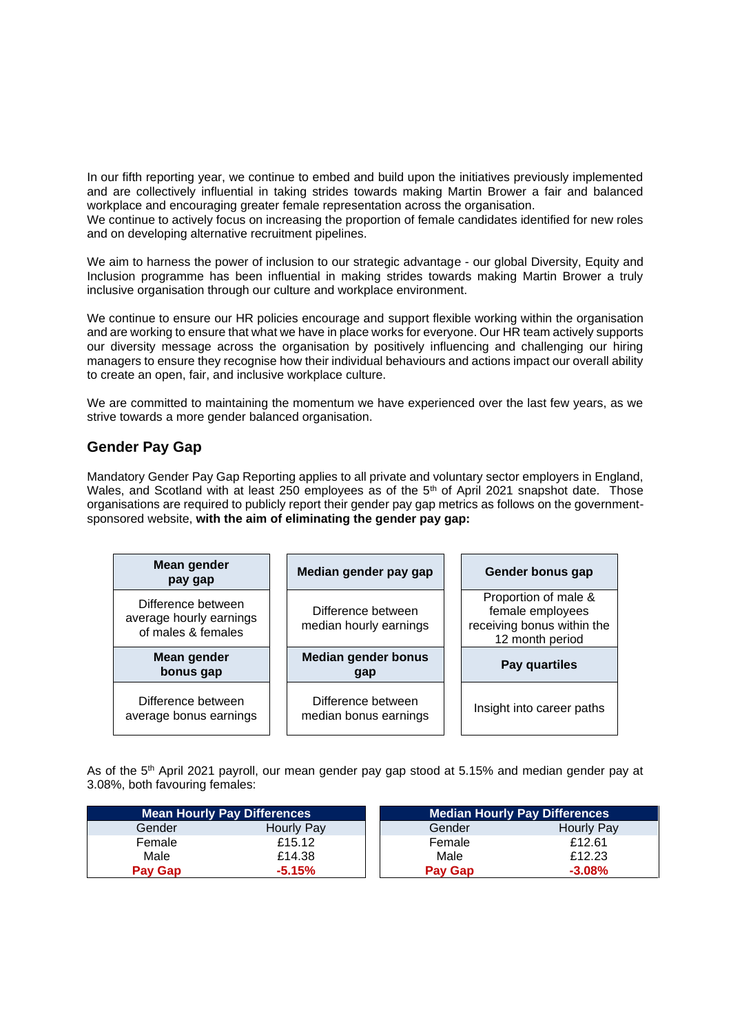In our fifth reporting year, we continue to embed and build upon the initiatives previously implemented and are collectively influential in taking strides towards making Martin Brower a fair and balanced workplace and encouraging greater female representation across the organisation.
We continue to actively focus on increasing the proportion of female candidates identified for new roles and on developing alternative recruitment pipelines.

We aim to harness the power of inclusion to our strategic advantage - our global Diversity, Equity and Inclusion programme has been influential in making strides towards making Martin Brower a truly inclusive organisation through our culture and workplace environment.

We continue to ensure our HR policies encourage and support flexible working within the organisation and are working to ensure that what we have in place works for everyone. Our HR team actively supports our diversity message across the organisation by positively influencing and challenging our hiring managers to ensure they recognise how their individual behaviours and actions impact our overall ability to create an open, fair, and inclusive workplace culture.

We are committed to maintaining the momentum we have experienced over the last few years, as we strive towards a more gender balanced organisation.

## Gender Pay Gap

Mandatory Gender Pay Gap Reporting applies to all private and voluntary sector employers in England, Wales, and Scotland with at least 250 employees as of the 5th of April 2021 snapshot date. Those organisations are required to publicly report their gender pay gap metrics as follows on the government-sponsored website, **with the aim of eliminating the gender pay gap:**

| **Mean gender pay gap** | **Median gender pay gap** | **Gender bonus gap** |
|---|---|---|
| Difference between average hourly earnings of males & females | Difference between median hourly earnings | Proportion of male & female employees receiving bonus within the 12 month period |
| **Mean gender bonus gap** | **Median gender bonus gap** | **Pay quartiles** |
| Difference between average bonus earnings | Difference between median bonus earnings | Insight into career paths |

As of the 5th April 2021 payroll, our mean gender pay gap stood at 5.15% and median gender pay at 3.08%, both favouring females:

| **Mean Hourly Pay Differences** | |
|---|---|
| Gender | Hourly Pay |
| Female | £15.12 |
| Male | £14.38 |
| **Pay Gap** | **-5.15%** |

| **Median Hourly Pay Differences** | |
|---|---|
| Gender | Hourly Pay |
| Female | £12.61 |
| Male | £12.23 |
| **Pay Gap** | **-3.08%** |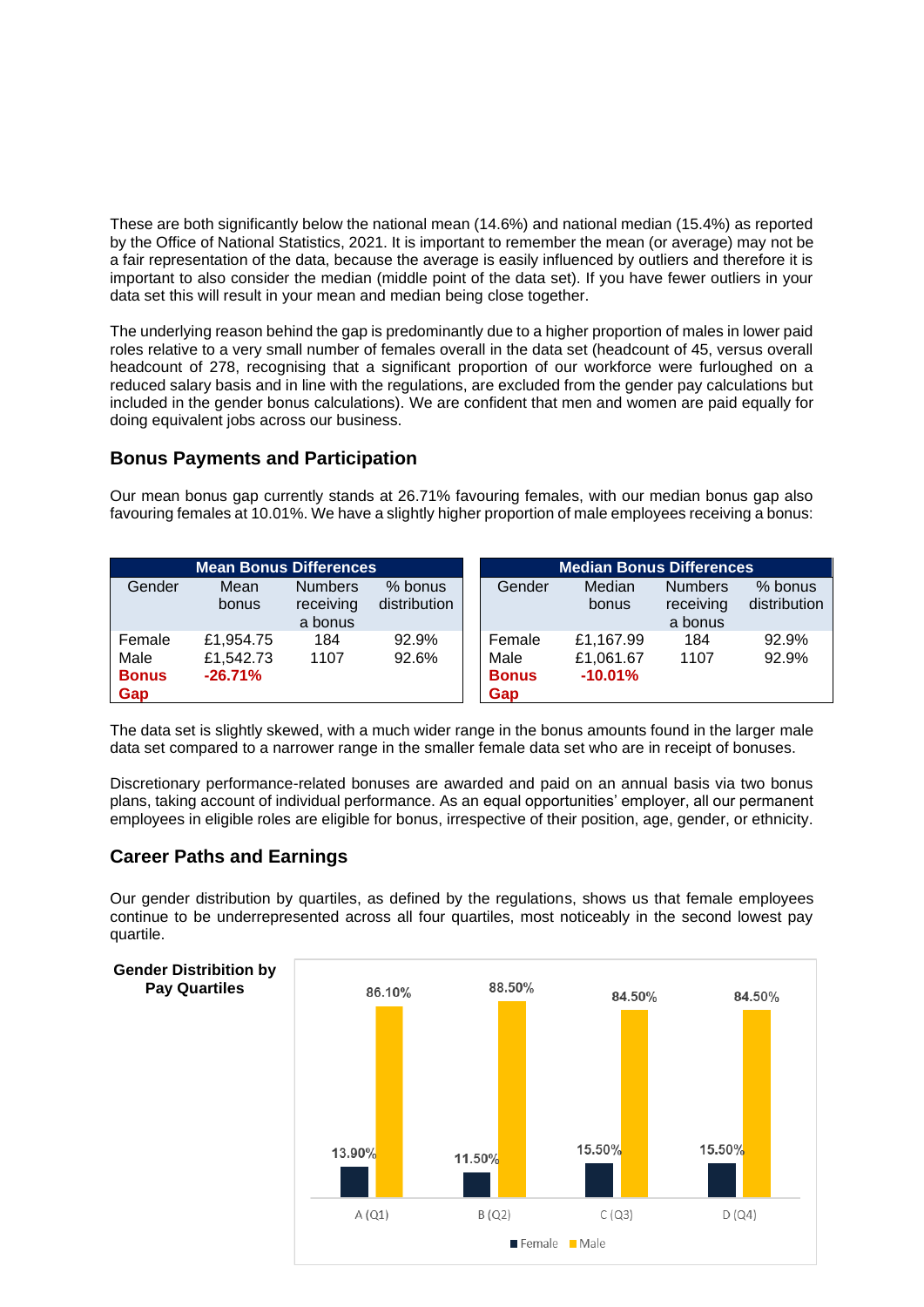These are both significantly below the national mean (14.6%) and national median (15.4%) as reported by the Office of National Statistics, 2021. It is important to remember the mean (or average) may not be a fair representation of the data, because the average is easily influenced by outliers and therefore it is important to also consider the median (middle point of the data set). If you have fewer outliers in your data set this will result in your mean and median being close together.

The underlying reason behind the gap is predominantly due to a higher proportion of males in lower paid roles relative to a very small number of females overall in the data set (headcount of 45, versus overall headcount of 278, recognising that a significant proportion of our workforce were furloughed on a reduced salary basis and in line with the regulations, are excluded from the gender pay calculations but included in the gender bonus calculations). We are confident that men and women are paid equally for doing equivalent jobs across our business.

## Bonus Payments and Participation

Our mean bonus gap currently stands at 26.71% favouring females, with our median bonus gap also favouring females at 10.01%. We have a slightly higher proportion of male employees receiving a bonus:

| Mean Bonus Differences | | | |
|---|---|---|---|
| Gender | Mean bonus | Numbers receiving a bonus | % bonus distribution |
| Female | £1,954.75 | 184 | 92.9% |
| Male | £1,542.73 | 1107 | 92.6% |
| **Bonus Gap** | **-26.71%** | | |

| Median Bonus Differences | | | |
|---|---|---|---|
| Gender | Median bonus | Numbers receiving a bonus | % bonus distribution |
| Female | £1,167.99 | 184 | 92.9% |
| Male | £1,061.67 | 1107 | 92.9% |
| **Bonus Gap** | **-10.01%** | | |

The data set is slightly skewed, with a much wider range in the bonus amounts found in the larger male data set compared to a narrower range in the smaller female data set who are in receipt of bonuses.

Discretionary performance-related bonuses are awarded and paid on an annual basis via two bonus plans, taking account of individual performance. As an equal opportunities' employer, all our permanent employees in eligible roles are eligible for bonus, irrespective of their position, age, gender, or ethnicity.

## Career Paths and Earnings

Our gender distribution by quartiles, as defined by the regulations, shows us that female employees continue to be underrepresented across all four quartiles, most noticeably in the second lowest pay quartile.

**Gender Distribution by Pay Quartiles**

| Quartile | Female | Male |
|---|---|---|
| A (Q1) | 13.90% | 86.10% |
| B (Q2) | 11.50% | 88.50% |
| C (Q3) | 15.50% | 84.50% |
| D (Q4) | 15.50% | 84.50% |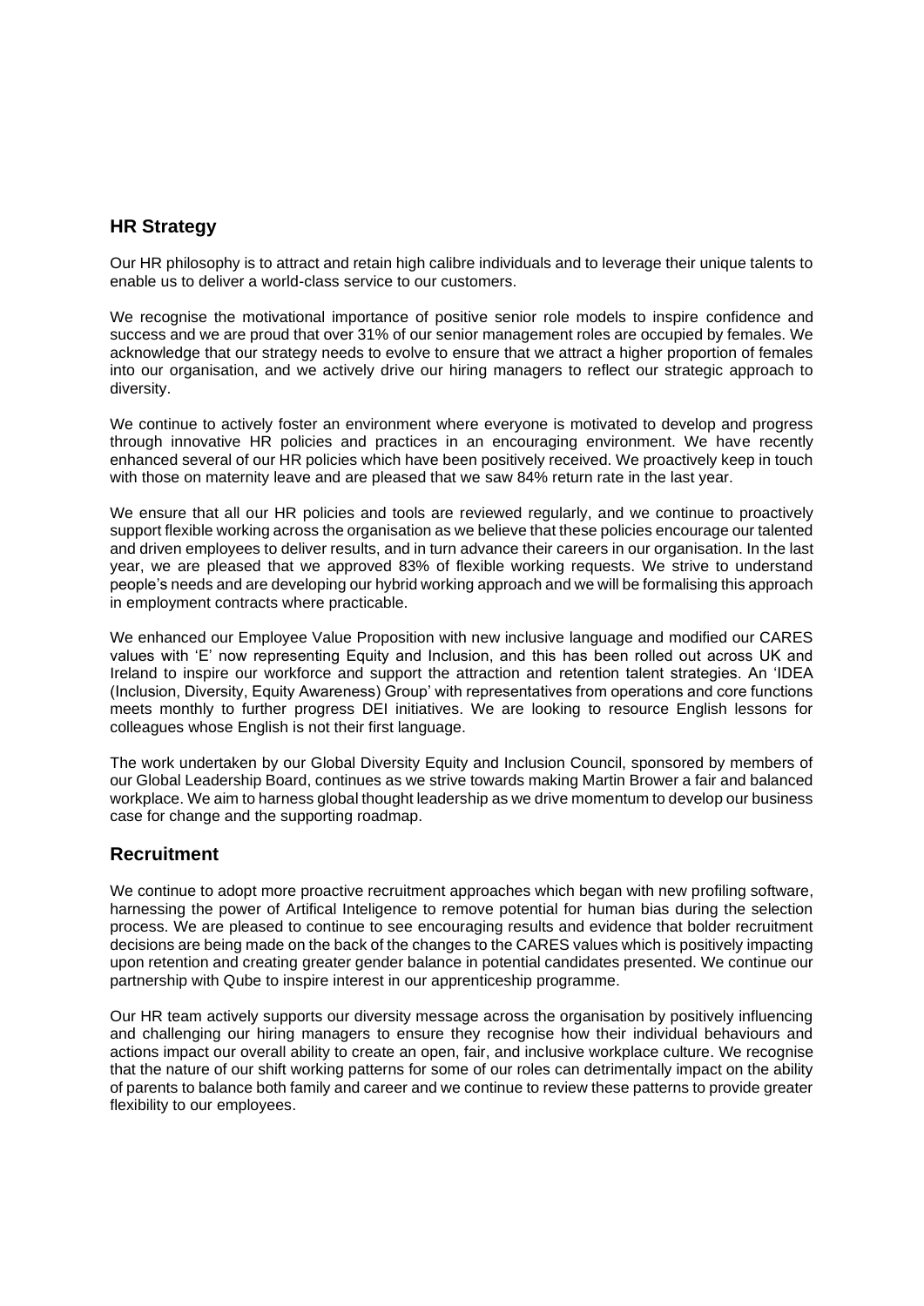## HR Strategy

Our HR philosophy is to attract and retain high calibre individuals and to leverage their unique talents to enable us to deliver a world-class service to our customers.

We recognise the motivational importance of positive senior role models to inspire confidence and success and we are proud that over 31% of our senior management roles are occupied by females. We acknowledge that our strategy needs to evolve to ensure that we attract a higher proportion of females into our organisation, and we actively drive our hiring managers to reflect our strategic approach to diversity.

We continue to actively foster an environment where everyone is motivated to develop and progress through innovative HR policies and practices in an encouraging environment. We have recently enhanced several of our HR policies which have been positively received. We proactively keep in touch with those on maternity leave and are pleased that we saw 84% return rate in the last year.

We ensure that all our HR policies and tools are reviewed regularly, and we continue to proactively support flexible working across the organisation as we believe that these policies encourage our talented and driven employees to deliver results, and in turn advance their careers in our organisation. In the last year, we are pleased that we approved 83% of flexible working requests. We strive to understand people's needs and are developing our hybrid working approach and we will be formalising this approach in employment contracts where practicable.

We enhanced our Employee Value Proposition with new inclusive language and modified our CARES values with 'E' now representing Equity and Inclusion, and this has been rolled out across UK and Ireland to inspire our workforce and support the attraction and retention talent strategies. An 'IDEA (Inclusion, Diversity, Equity Awareness) Group' with representatives from operations and core functions meets monthly to further progress DEI initiatives. We are looking to resource English lessons for colleagues whose English is not their first language.

The work undertaken by our Global Diversity Equity and Inclusion Council, sponsored by members of our Global Leadership Board, continues as we strive towards making Martin Brower a fair and balanced workplace. We aim to harness global thought leadership as we drive momentum to develop our business case for change and the supporting roadmap.

## Recruitment

We continue to adopt more proactive recruitment approaches which began with new profiling software, harnessing the power of Artifical Inteligence to remove potential for human bias during the selection process. We are pleased to continue to see encouraging results and evidence that bolder recruitment decisions are being made on the back of the changes to the CARES values which is positively impacting upon retention and creating greater gender balance in potential candidates presented. We continue our partnership with Qube to inspire interest in our apprenticeship programme.

Our HR team actively supports our diversity message across the organisation by positively influencing and challenging our hiring managers to ensure they recognise how their individual behaviours and actions impact our overall ability to create an open, fair, and inclusive workplace culture. We recognise that the nature of our shift working patterns for some of our roles can detrimentally impact on the ability of parents to balance both family and career and we continue to review these patterns to provide greater flexibility to our employees.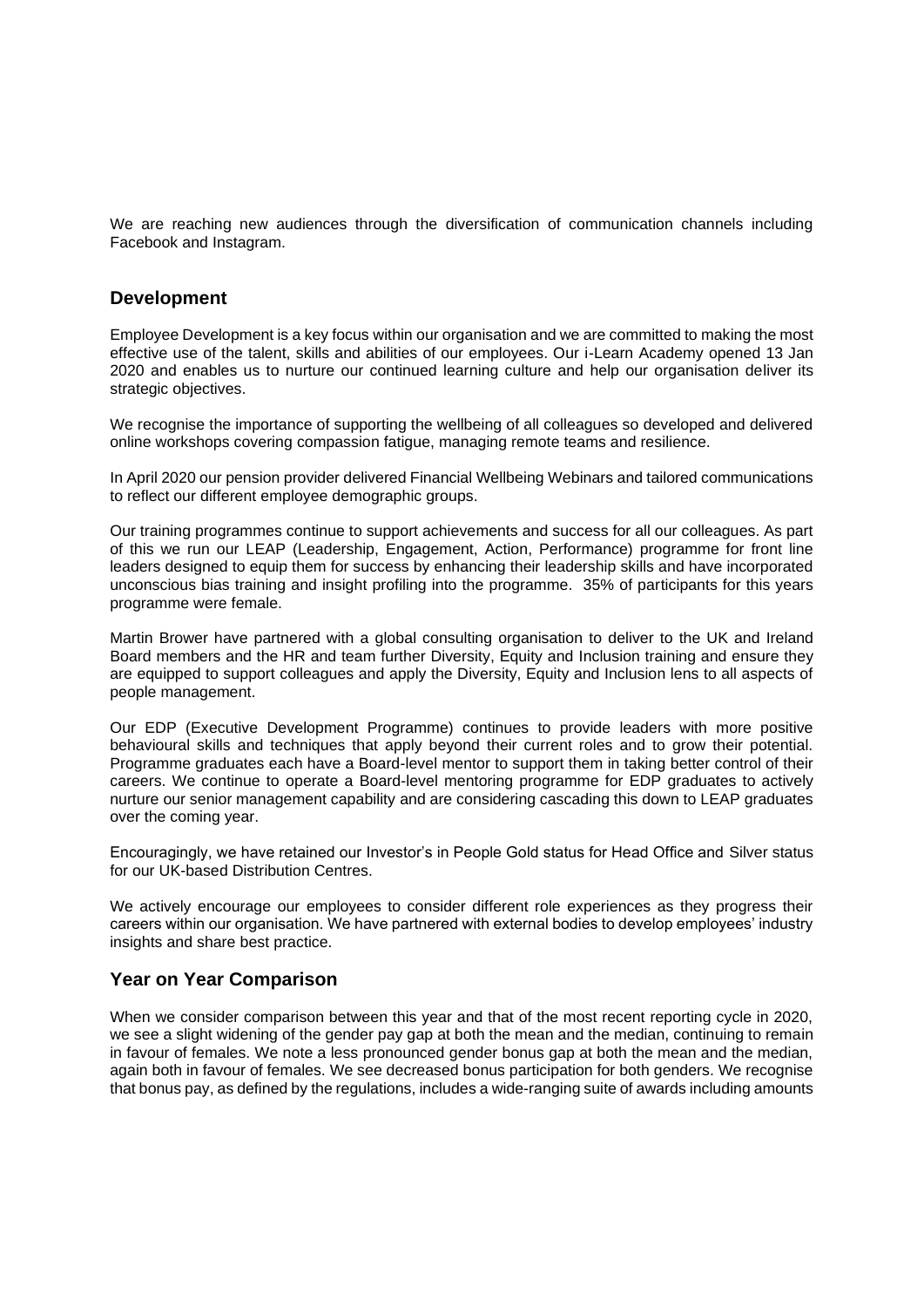We are reaching new audiences through the diversification of communication channels including Facebook and Instagram.

## Development

Employee Development is a key focus within our organisation and we are committed to making the most effective use of the talent, skills and abilities of our employees. Our i-Learn Academy opened 13 Jan 2020 and enables us to nurture our continued learning culture and help our organisation deliver its strategic objectives.

We recognise the importance of supporting the wellbeing of all colleagues so developed and delivered online workshops covering compassion fatigue, managing remote teams and resilience.

In April 2020 our pension provider delivered Financial Wellbeing Webinars and tailored communications to reflect our different employee demographic groups.

Our training programmes continue to support achievements and success for all our colleagues. As part of this we run our LEAP (Leadership, Engagement, Action, Performance) programme for front line leaders designed to equip them for success by enhancing their leadership skills and have incorporated unconscious bias training and insight profiling into the programme. 35% of participants for this years programme were female.

Martin Brower have partnered with a global consulting organisation to deliver to the UK and Ireland Board members and the HR and team further Diversity, Equity and Inclusion training and ensure they are equipped to support colleagues and apply the Diversity, Equity and Inclusion lens to all aspects of people management.

Our EDP (Executive Development Programme) continues to provide leaders with more positive behavioural skills and techniques that apply beyond their current roles and to grow their potential. Programme graduates each have a Board-level mentor to support them in taking better control of their careers. We continue to operate a Board-level mentoring programme for EDP graduates to actively nurture our senior management capability and are considering cascading this down to LEAP graduates over the coming year.

Encouragingly, we have retained our Investor's in People Gold status for Head Office and Silver status for our UK-based Distribution Centres.

We actively encourage our employees to consider different role experiences as they progress their careers within our organisation. We have partnered with external bodies to develop employees' industry insights and share best practice.

## Year on Year Comparison

When we consider comparison between this year and that of the most recent reporting cycle in 2020, we see a slight widening of the gender pay gap at both the mean and the median, continuing to remain in favour of females. We note a less pronounced gender bonus gap at both the mean and the median, again both in favour of females. We see decreased bonus participation for both genders. We recognise that bonus pay, as defined by the regulations, includes a wide-ranging suite of awards including amounts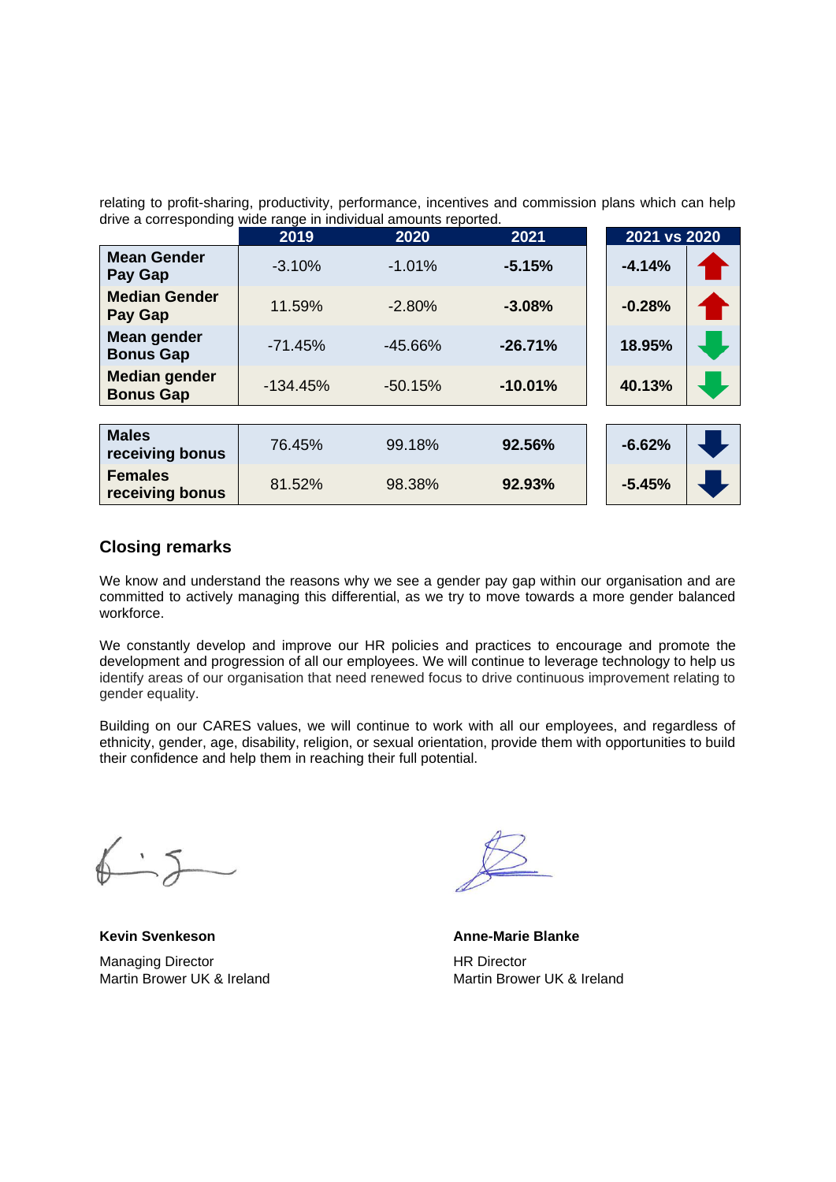relating to profit-sharing, productivity, performance, incentives and commission plans which can help drive a corresponding wide range in individual amounts reported.

| | 2019 | 2020 | 2021 | 2021 vs 2020 | |
|---|---|---|---|---|---|
| **Mean Gender Pay Gap** | -3.10% | -1.01% | **-5.15%** | **-4.14%** | ↑ |
| **Median Gender Pay Gap** | 11.59% | -2.80% | **-3.08%** | **-0.28%** | ↑ |
| **Mean gender Bonus Gap** | -71.45% | -45.66% | **-26.71%** | **18.95%** | ↓ |
| **Median gender Bonus Gap** | -134.45% | -50.15% | **-10.01%** | **40.13%** | ↓ |
| **Males receiving bonus** | 76.45% | 99.18% | **92.56%** | **-6.62%** | ↓ |
| **Females receiving bonus** | 81.52% | 98.38% | **92.93%** | **-5.45%** | ↓ |

## Closing remarks

We know and understand the reasons why we see a gender pay gap within our organisation and are committed to actively managing this differential, as we try to move towards a more gender balanced workforce.

We constantly develop and improve our HR policies and practices to encourage and promote the development and progression of all our employees. We will continue to leverage technology to help us identify areas of our organisation that need renewed focus to drive continuous improvement relating to gender equality.

Building on our CARES values, we will continue to work with all our employees, and regardless of ethnicity, gender, age, disability, religion, or sexual orientation, provide them with opportunities to build their confidence and help them in reaching their full potential.

**Kevin Svenkeson**

Managing Director
Martin Brower UK & Ireland

**Anne-Marie Blanke**

HR Director
Martin Brower UK & Ireland